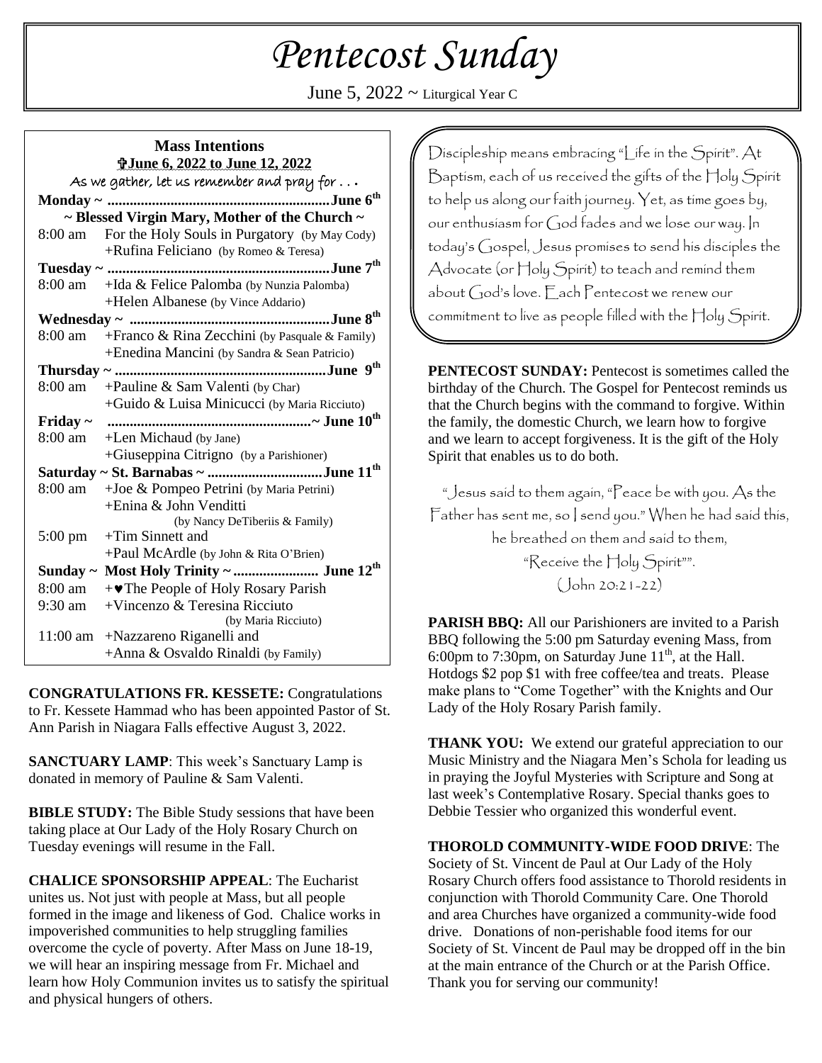# *Pentecost Sunday*

June 5, 2022 ~ Liturgical Year C

## Mass Intentions

✞June 6, 2022 to June 12, 2022

As we gather, let us remember and pray for . . .

**Monday ~ ............................................................June 6th**

**~ Blessed Virgin Mary, Mother of the Church ~**

| | |
|---|---|
| 8:00 am | For the Holy Souls in Purgatory (by May Cody) |
| | +Rufina Feliciano (by Romeo & Teresa) |

**Tuesday ~ ............................................................June 7th**

| | |
|---|---|
| 8:00 am | +Ida & Felice Palomba (by Nunzia Palomba) |
| | +Helen Albanese (by Vince Addario) |

**Wednesday ~ .......................................................June 8th**

| | |
|---|---|
| 8:00 am | +Franco & Rina Zecchini (by Pasquale & Family) |
| | +Enedina Mancini (by Sandra & Sean Patricio) |

**Thursday ~ .........................................................June 9th**

| | |
|---|---|
| 8:00 am | +Pauline & Sam Valenti (by Char) |
| | +Guido & Luisa Minicucci (by Maria Ricciuto) |

**Friday ~ .......................................................~ June 10th**

| | |
|---|---|
| 8:00 am | +Len Michaud (by Jane) |
| | +Giuseppina Citrigno (by a Parishioner) |

**Saturday ~ St. Barnabas ~ ...............................June 11th**

| | |
|---|---|
| 8:00 am | +Joe & Pompeo Petrini (by Maria Petrini) |
| | +Enina & John Venditti (by Nancy DeTiberiis & Family) |
| 5:00 pm | +Tim Sinnett and |
| | +Paul McArdle (by John & Rita O'Brien) |

**Sunday ~ Most Holy Trinity ~ ....................... June 12th**

| | |
|---|---|
| 8:00 am | +♥The People of Holy Rosary Parish |
| 9:30 am | +Vincenzo & Teresina Ricciuto (by Maria Ricciuto) |
| 11:00 am | +Nazzareno Riganelli and |
| | +Anna & Osvaldo Rinaldi (by Family) |

**CONGRATULATIONS FR. KESSETE:** Congratulations to Fr. Kessete Hammad who has been appointed Pastor of St. Ann Parish in Niagara Falls effective August 3, 2022.

**SANCTUARY LAMP**: This week's Sanctuary Lamp is donated in memory of Pauline & Sam Valenti.

**BIBLE STUDY:** The Bible Study sessions that have been taking place at Our Lady of the Holy Rosary Church on Tuesday evenings will resume in the Fall.

**CHALICE SPONSORSHIP APPEAL**: The Eucharist unites us. Not just with people at Mass, but all people formed in the image and likeness of God. Chalice works in impoverished communities to help struggling families overcome the cycle of poverty. After Mass on June 18-19, we will hear an inspiring message from Fr. Michael and learn how Holy Communion invites us to satisfy the spiritual and physical hungers of others.

Discipleship means embracing "Life in the Spirit". At Baptism, each of us received the gifts of the Holy Spirit to help us along our faith journey. Yet, as time goes by, our enthusiasm for God fades and we lose our way. In today's Gospel, Jesus promises to send his disciples the Advocate (or Holy Spirit) to teach and remind them about God's love. Each Pentecost we renew our commitment to live as people filled with the Holy Spirit.

**PENTECOST SUNDAY:** Pentecost is sometimes called the birthday of the Church. The Gospel for Pentecost reminds us that the Church begins with the command to forgive. Within the family, the domestic Church, we learn how to forgive and we learn to accept forgiveness. It is the gift of the Holy Spirit that enables us to do both.

"Jesus said to them again, "Peace be with you. As the Father has sent me, so I send you." When he had said this, he breathed on them and said to them, "Receive the Holy Spirit"".
(John 20:21-22)

**PARISH BBQ:** All our Parishioners are invited to a Parish BBQ following the 5:00 pm Saturday evening Mass, from 6:00pm to 7:30pm, on Saturday June 11th, at the Hall. Hotdogs $2 pop $1 with free coffee/tea and treats. Please make plans to "Come Together" with the Knights and Our Lady of the Holy Rosary Parish family.

**THANK YOU:** We extend our grateful appreciation to our Music Ministry and the Niagara Men's Schola for leading us in praying the Joyful Mysteries with Scripture and Song at last week's Contemplative Rosary. Special thanks goes to Debbie Tessier who organized this wonderful event.

**THOROLD COMMUNITY-WIDE FOOD DRIVE**: The Society of St. Vincent de Paul at Our Lady of the Holy Rosary Church offers food assistance to Thorold residents in conjunction with Thorold Community Care. One Thorold and area Churches have organized a community-wide food drive. Donations of non-perishable food items for our Society of St. Vincent de Paul may be dropped off in the bin at the main entrance of the Church or at the Parish Office. Thank you for serving our community!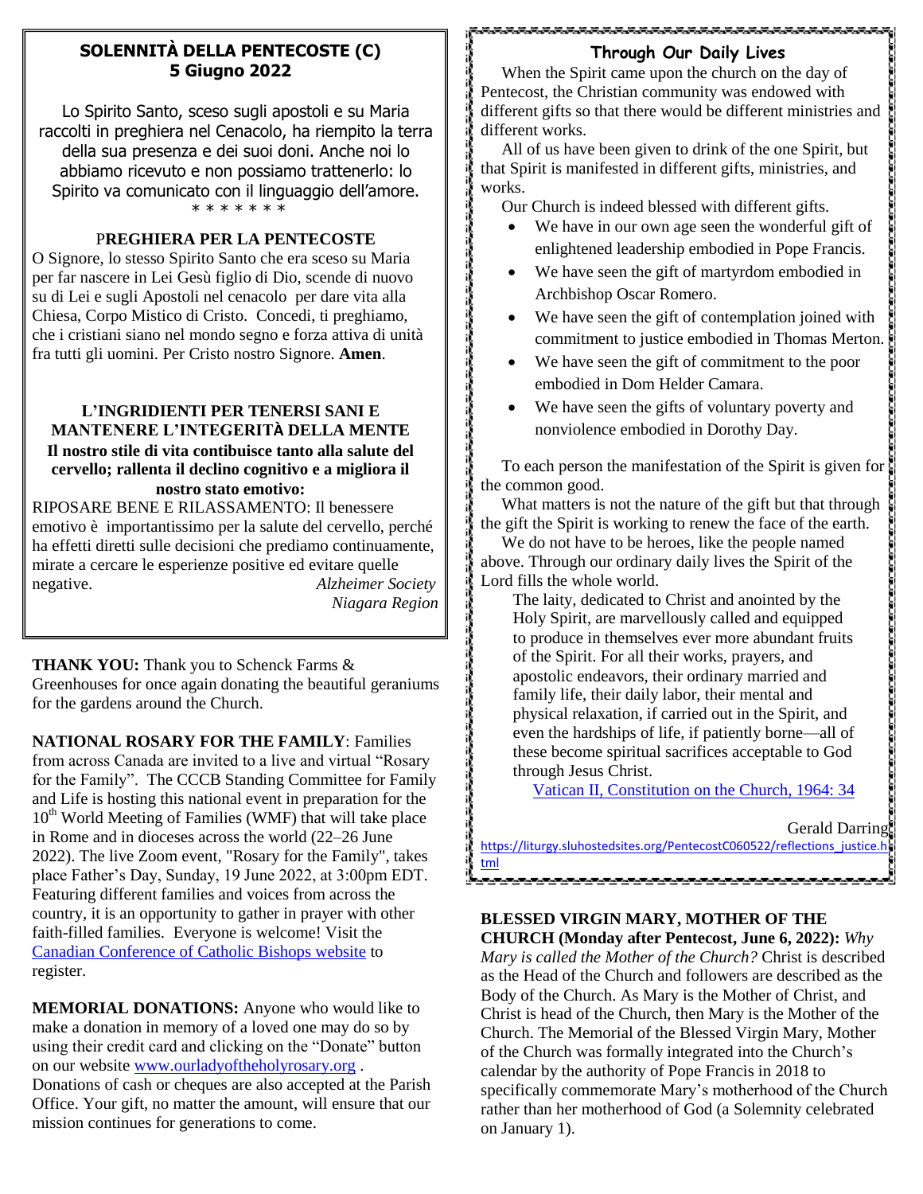## SOLENNITÀ DELLA PENTECOSTE (C)
## 5 Giugno 2022

Lo Spirito Santo, sceso sugli apostoli e su Maria raccolti in preghiera nel Cenacolo, ha riempito la terra della sua presenza e dei suoi doni. Anche noi lo abbiamo ricevuto e non possiamo trattenerlo: lo Spirito va comunicato con il linguaggio dell'amore.

\* \* \* \* \* \* \*

### PREGHIERA PER LA PENTECOSTE

O Signore, lo stesso Spirito Santo che era sceso su Maria per far nascere in Lei Gesù figlio di Dio, scende di nuovo su di Lei e sugli Apostoli nel cenacolo per dare vita alla Chiesa, Corpo Mistico di Cristo. Concedi, ti preghiamo, che i cristiani siano nel mondo segno e forza attiva di unità fra tutti gli uomini. Per Cristo nostro Signore. **Amen**.

### L'INGRIDIENTI PER TENERSI SANI E MANTENERE L'INTEGERITÀ DELLA MENTE

**Il nostro stile di vita contibuisce tanto alla salute del cervello; rallenta il declino cognitivo e a migliora il nostro stato emotivo:**

RIPOSARE BENE E RILASSAMENTO: Il benessere emotivo è importantissimo per la salute del cervello, perché ha effetti diretti sulle decisioni che prediamo continuamente, mirate a cercare le esperienze positive ed evitare quelle negative.

*Alzheimer Society Niagara Region*

**THANK YOU:** Thank you to Schenck Farms & Greenhouses for once again donating the beautiful geraniums for the gardens around the Church.

**NATIONAL ROSARY FOR THE FAMILY**: Families from across Canada are invited to a live and virtual "Rosary for the Family". The CCCB Standing Committee for Family and Life is hosting this national event in preparation for the 10th World Meeting of Families (WMF) that will take place in Rome and in dioceses across the world (22–26 June 2022). The live Zoom event, "Rosary for the Family", takes place Father's Day, Sunday, 19 June 2022, at 3:00pm EDT. Featuring different families and voices from across the country, it is an opportunity to gather in prayer with other faith-filled families. Everyone is welcome! Visit the Canadian Conference of Catholic Bishops website to register.

**MEMORIAL DONATIONS:** Anyone who would like to make a donation in memory of a loved one may do so by using their credit card and clicking on the "Donate" button on our website www.ourladyoftheholyrosary.org . Donations of cash or cheques are also accepted at the Parish Office. Your gift, no matter the amount, will ensure that our mission continues for generations to come.

## Through Our Daily Lives

When the Spirit came upon the church on the day of Pentecost, the Christian community was endowed with different gifts so that there would be different ministries and different works.

All of us have been given to drink of the one Spirit, but that Spirit is manifested in different gifts, ministries, and works.

Our Church is indeed blessed with different gifts.

- We have in our own age seen the wonderful gift of enlightened leadership embodied in Pope Francis.
- We have seen the gift of martyrdom embodied in Archbishop Oscar Romero.
- We have seen the gift of contemplation joined with commitment to justice embodied in Thomas Merton.
- We have seen the gift of commitment to the poor embodied in Dom Helder Camara.
- We have seen the gifts of voluntary poverty and nonviolence embodied in Dorothy Day.

To each person the manifestation of the Spirit is given for the common good.

What matters is not the nature of the gift but that through the gift the Spirit is working to renew the face of the earth.

We do not have to be heroes, like the people named above. Through our ordinary daily lives the Spirit of the Lord fills the whole world.

> The laity, dedicated to Christ and anointed by the Holy Spirit, are marvellously called and equipped to produce in themselves ever more abundant fruits of the Spirit. For all their works, prayers, and apostolic endeavors, their ordinary married and family life, their daily labor, their mental and physical relaxation, if carried out in the Spirit, and even the hardships of life, if patiently borne—all of these become spiritual sacrifices acceptable to God through Jesus Christ.
>
> Vatican II, Constitution on the Church, 1964: 34

Gerald Darring

https://liturgy.sluhostedsites.org/PentecostC060522/reflections_justice.html

**BLESSED VIRGIN MARY, MOTHER OF THE CHURCH (Monday after Pentecost, June 6, 2022):** *Why Mary is called the Mother of the Church?* Christ is described as the Head of the Church and followers are described as the Body of the Church. As Mary is the Mother of Christ, and Christ is head of the Church, then Mary is the Mother of the Church. The Memorial of the Blessed Virgin Mary, Mother of the Church was formally integrated into the Church's calendar by the authority of Pope Francis in 2018 to specifically commemorate Mary's motherhood of the Church rather than her motherhood of God (a Solemnity celebrated on January 1).